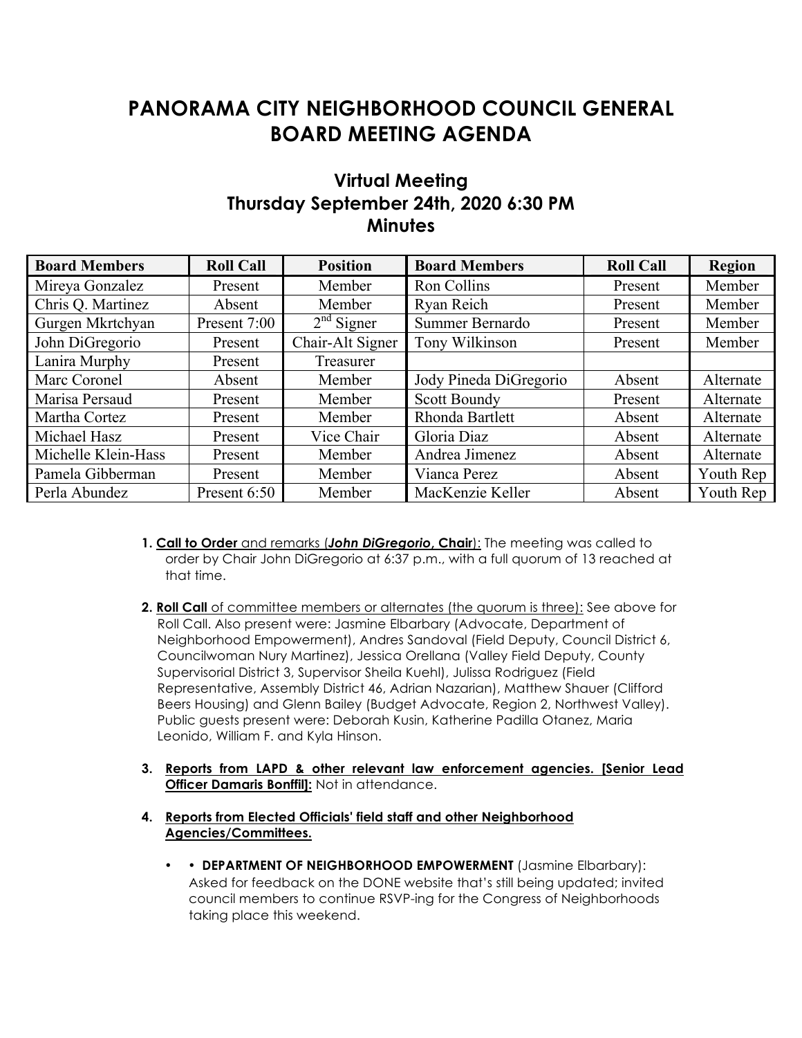# PANORAMA CITY NEIGHBORHOOD COUNCIL GENERAL BOARD MEETING AGENDA

## Virtual Meeting
## Thursday September 24th, 2020 6:30 PM
## Minutes

| Board Members | Roll Call | Position | Board Members | Roll Call | Region |
|---|---|---|---|---|---|
| Mireya Gonzalez | Present | Member | Ron Collins | Present | Member |
| Chris Q. Martinez | Absent | Member | Ryan Reich | Present | Member |
| Gurgen Mkrtchyan | Present 7:00 | $2^{nd}$ Signer | Summer Bernardo | Present | Member |
| John DiGregorio | Present | Chair-Alt Signer | Tony Wilkinson | Present | Member |
| Lanira Murphy | Present | Treasurer | | | |
| Marc Coronel | Absent | Member | Jody Pineda DiGregorio | Absent | Alternate |
| Marisa Persaud | Present | Member | Scott Boundy | Present | Alternate |
| Martha Cortez | Present | Member | Rhonda Bartlett | Absent | Alternate |
| Michael Hasz | Present | Vice Chair | Gloria Diaz | Absent | Alternate |
| Michelle Klein-Hass | Present | Member | Andrea Jimenez | Absent | Alternate |
| Pamela Gibberman | Present | Member | Vianca Perez | Absent | Youth Rep |
| Perla Abundez | Present 6:50 | Member | MacKenzie Keller | Absent | Youth Rep |

1. **Call to Order** and remarks (***John DiGregorio*, Chair**): The meeting was called to order by Chair John DiGregorio at 6:37 p.m., with a full quorum of 13 reached at that time.

2. **Roll Call** of committee members or alternates (the quorum is three): See above for Roll Call. Also present were: Jasmine Elbarbary (Advocate, Department of Neighborhood Empowerment), Andres Sandoval (Field Deputy, Council District 6, Councilwoman Nury Martinez), Jessica Orellana (Valley Field Deputy, County Supervisorial District 3, Supervisor Sheila Kuehl), Julissa Rodriguez (Field Representative, Assembly District 46, Adrian Nazarian), Matthew Shauer (Clifford Beers Housing) and Glenn Bailey (Budget Advocate, Region 2, Northwest Valley). Public guests present were: Deborah Kusin, Katherine Padilla Otanez, Maria Leonido, William F. and Kyla Hinson.

3. **Reports from LAPD & other relevant law enforcement agencies. [Senior Lead Officer Damaris Bonffil]:** Not in attendance.

4. **Reports from Elected Officials' field staff and other Neighborhood Agencies/Committees.**

   - • **DEPARTMENT OF NEIGHBORHOOD EMPOWERMENT** (Jasmine Elbarbary): Asked for feedback on the DONE website that's still being updated; invited council members to continue RSVP-ing for the Congress of Neighborhoods taking place this weekend.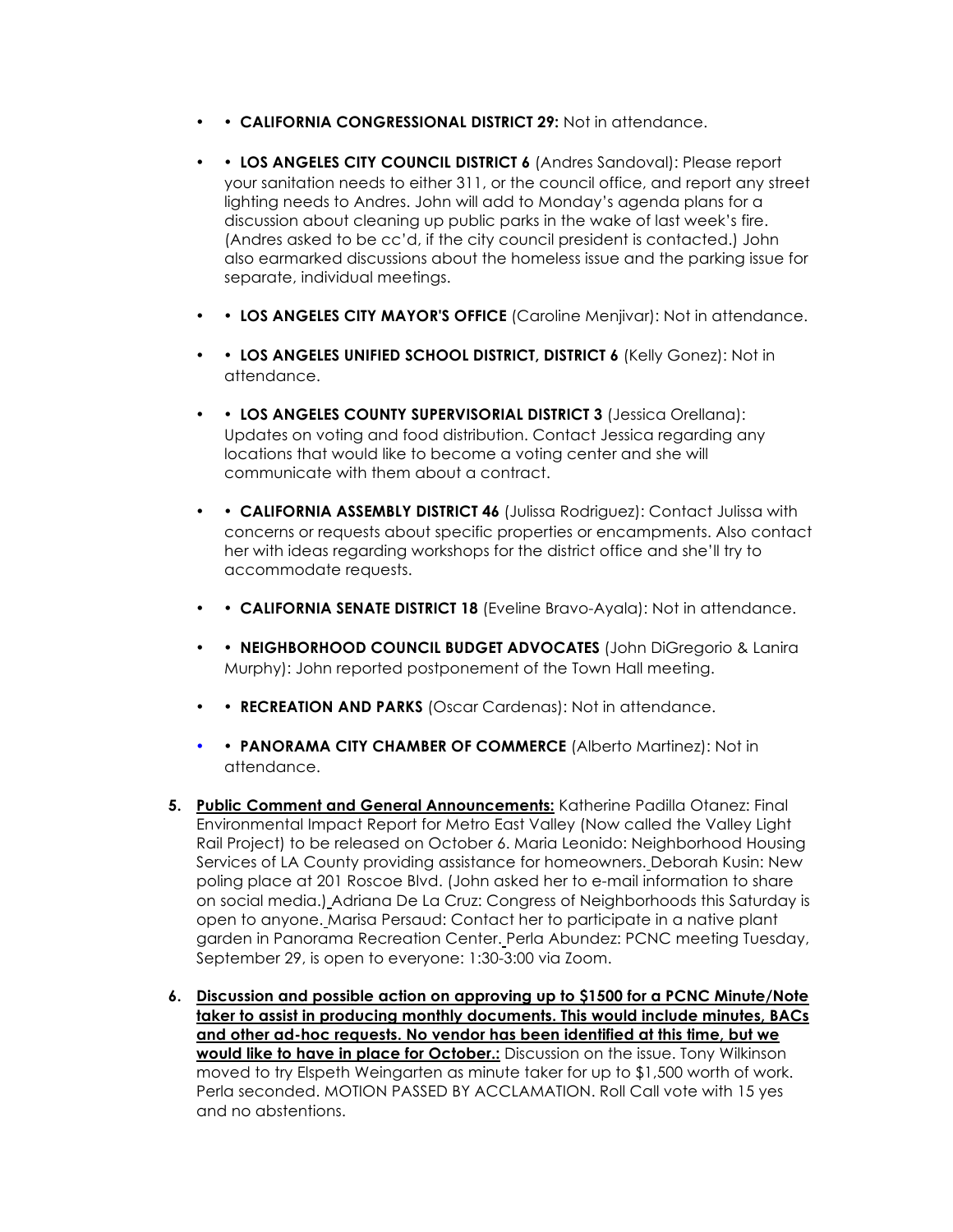- **CALIFORNIA CONGRESSIONAL DISTRICT 29:** Not in attendance.
- **LOS ANGELES CITY COUNCIL DISTRICT 6** (Andres Sandoval): Please report your sanitation needs to either 311, or the council office, and report any street lighting needs to Andres. John will add to Monday's agenda plans for a discussion about cleaning up public parks in the wake of last week's fire. (Andres asked to be cc'd, if the city council president is contacted.) John also earmarked discussions about the homeless issue and the parking issue for separate, individual meetings.
- **LOS ANGELES CITY MAYOR'S OFFICE** (Caroline Menjivar): Not in attendance.
- **LOS ANGELES UNIFIED SCHOOL DISTRICT, DISTRICT 6** (Kelly Gonez): Not in attendance.
- **LOS ANGELES COUNTY SUPERVISORIAL DISTRICT 3** (Jessica Orellana): Updates on voting and food distribution. Contact Jessica regarding any locations that would like to become a voting center and she will communicate with them about a contract.
- **CALIFORNIA ASSEMBLY DISTRICT 46** (Julissa Rodriguez): Contact Julissa with concerns or requests about specific properties or encampments. Also contact her with ideas regarding workshops for the district office and she'll try to accommodate requests.
- **CALIFORNIA SENATE DISTRICT 18** (Eveline Bravo-Ayala): Not in attendance.
- **NEIGHBORHOOD COUNCIL BUDGET ADVOCATES** (John DiGregorio & Lanira Murphy): John reported postponement of the Town Hall meeting.
- **RECREATION AND PARKS** (Oscar Cardenas): Not in attendance.
- **PANORAMA CITY CHAMBER OF COMMERCE** (Alberto Martinez): Not in attendance.

5. **Public Comment and General Announcements:** Katherine Padilla Otanez: Final Environmental Impact Report for Metro East Valley (Now called the Valley Light Rail Project) to be released on October 6. Maria Leonido: Neighborhood Housing Services of LA County providing assistance for homeowners. Deborah Kusin: New poling place at 201 Roscoe Blvd. (John asked her to e-mail information to share on social media.) Adriana De La Cruz: Congress of Neighborhoods this Saturday is open to anyone. Marisa Persaud: Contact her to participate in a native plant garden in Panorama Recreation Center. Perla Abundez: PCNC meeting Tuesday, September 29, is open to everyone: 1:30-3:00 via Zoom.

6. **Discussion and possible action on approving up to $1500 for a PCNC Minute/Note taker to assist in producing monthly documents. This would include minutes, BACs and other ad-hoc requests. No vendor has been identified at this time, but we would like to have in place for October.:** Discussion on the issue. Tony Wilkinson moved to try Elspeth Weingarten as minute taker for up to $1,500 worth of work. Perla seconded. MOTION PASSED BY ACCLAMATION. Roll Call vote with 15 yes and no abstentions.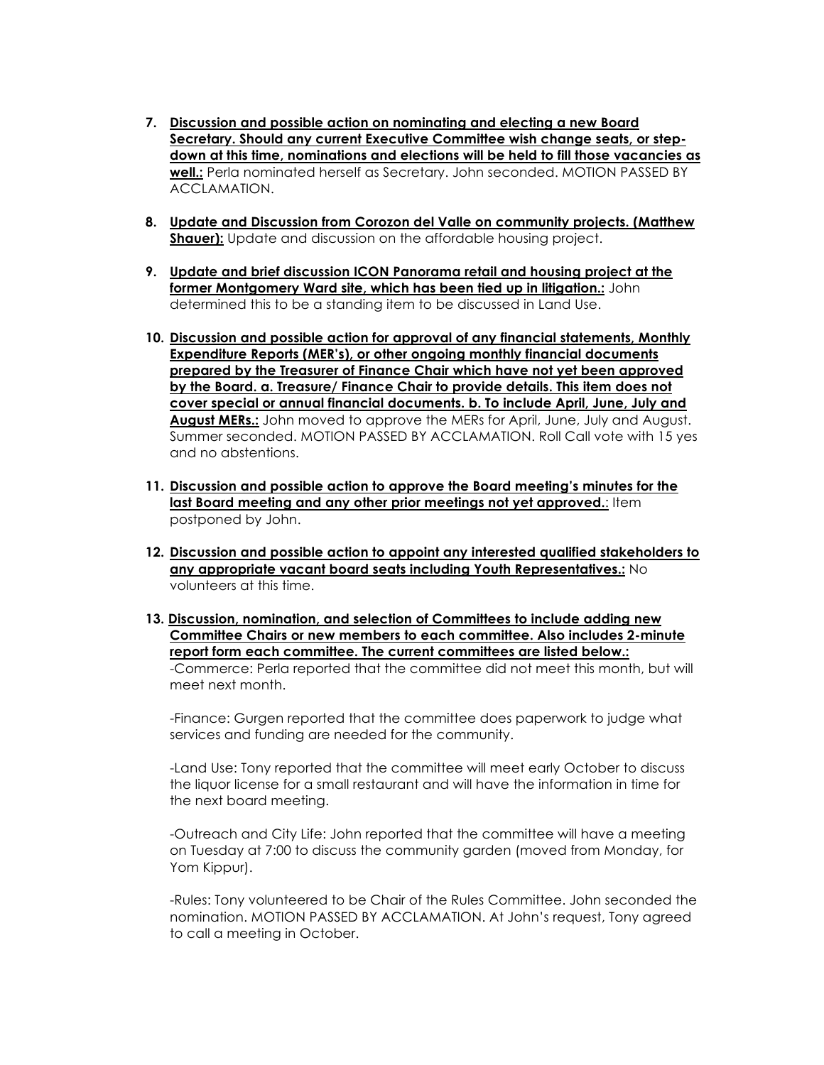7. **Discussion and possible action on nominating and electing a new Board Secretary. Should any current Executive Committee wish change seats, or step-down at this time, nominations and elections will be held to fill those vacancies as well.:** Perla nominated herself as Secretary. John seconded. MOTION PASSED BY ACCLAMATION.

8. **Update and Discussion from Corozon del Valle on community projects. (Matthew Shauer):** Update and discussion on the affordable housing project.

9. **Update and brief discussion ICON Panorama retail and housing project at the former Montgomery Ward site, which has been tied up in litigation.:** John determined this to be a standing item to be discussed in Land Use.

10. **Discussion and possible action for approval of any financial statements, Monthly Expenditure Reports (MER's), or other ongoing monthly financial documents prepared by the Treasurer of Finance Chair which have not yet been approved by the Board. a. Treasure/ Finance Chair to provide details. This item does not cover special or annual financial documents. b. To include April, June, July and August MERs.:** John moved to approve the MERs for April, June, July and August. Summer seconded. MOTION PASSED BY ACCLAMATION. Roll Call vote with 15 yes and no abstentions.

11. **Discussion and possible action to approve the Board meeting's minutes for the last Board meeting and any other prior meetings not yet approved.**: Item postponed by John.

12. **Discussion and possible action to appoint any interested qualified stakeholders to any appropriate vacant board seats including Youth Representatives.:** No volunteers at this time.

13. **Discussion, nomination, and selection of Committees to include adding new Committee Chairs or new members to each committee. Also includes 2-minute report form each committee. The current committees are listed below.:**
 -Commerce: Perla reported that the committee did not meet this month, but will meet next month.

 -Finance: Gurgen reported that the committee does paperwork to judge what services and funding are needed for the community.

 -Land Use: Tony reported that the committee will meet early October to discuss the liquor license for a small restaurant and will have the information in time for the next board meeting.

 -Outreach and City Life: John reported that the committee will have a meeting on Tuesday at 7:00 to discuss the community garden (moved from Monday, for Yom Kippur).

 -Rules: Tony volunteered to be Chair of the Rules Committee. John seconded the nomination. MOTION PASSED BY ACCLAMATION. At John's request, Tony agreed to call a meeting in October.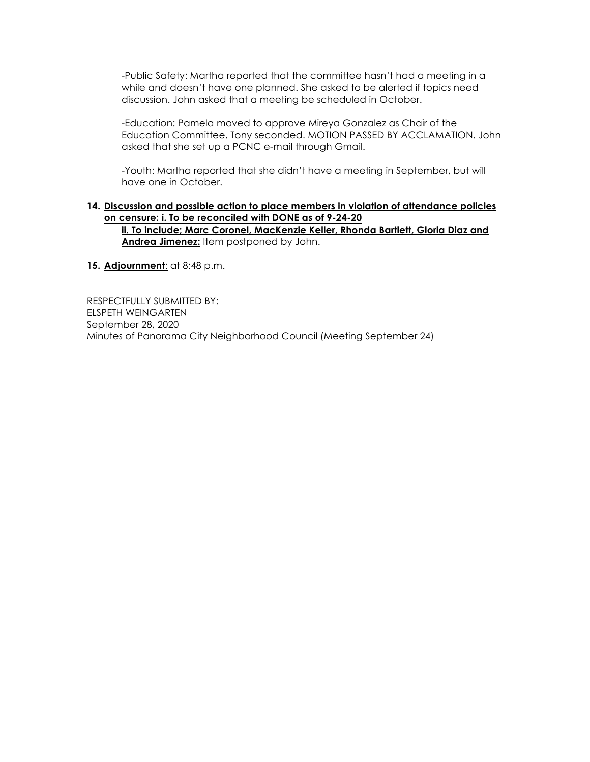-Public Safety: Martha reported that the committee hasn't had a meeting in a while and doesn't have one planned. She asked to be alerted if topics need discussion. John asked that a meeting be scheduled in October.

-Education: Pamela moved to approve Mireya Gonzalez as Chair of the Education Committee. Tony seconded. MOTION PASSED BY ACCLAMATION. John asked that she set up a PCNC e-mail through Gmail.

-Youth: Martha reported that she didn't have a meeting in September, but will have one in October.

**14. <u>Discussion and possible action to place members in violation of attendance policies on censure: i. To be reconciled with DONE as of 9-24-20</u>**
**<u>ii. To include; Marc Coronel, MacKenzie Keller, Rhonda Bartlett, Gloria Diaz and Andrea Jimenez:</u>** Item postponed by John.

**15. <u>Adjournment</u>**: at 8:48 p.m.

RESPECTFULLY SUBMITTED BY:
ELSPETH WEINGARTEN
September 28, 2020
Minutes of Panorama City Neighborhood Council (Meeting September 24)